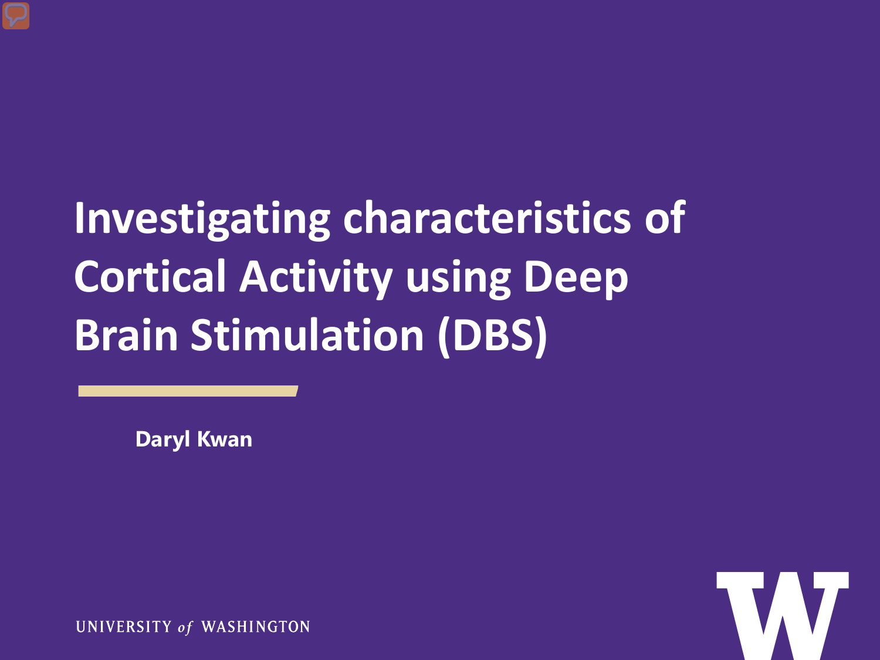# Investigating characteristics of Cortical Activity using Deep Brain Stimulation (DBS)

**Daryl Kwan**

UNIVERSITY *of* WASHINGTON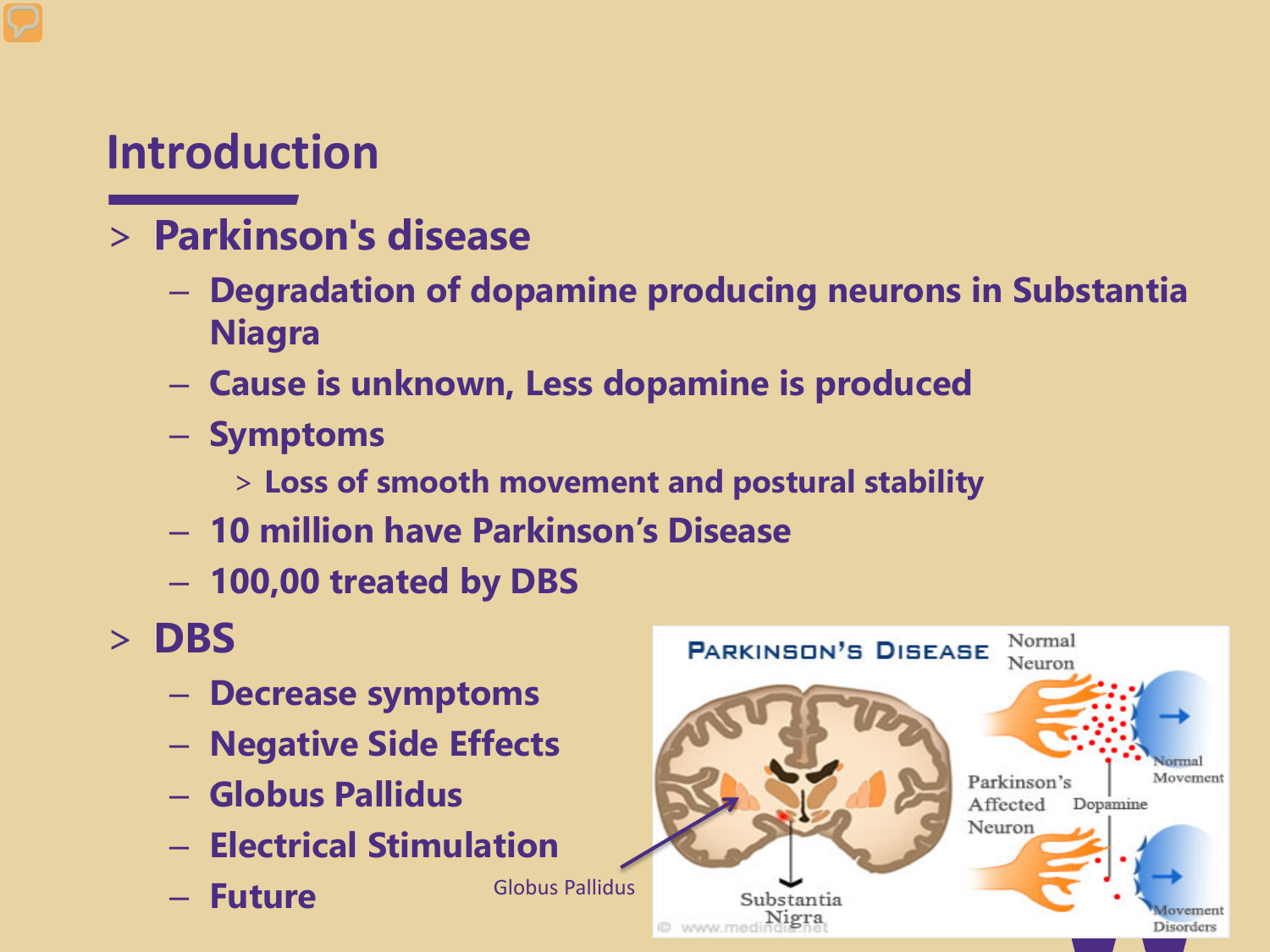# Introduction

- Parkinson's disease
  - Degradation of dopamine producing neurons in Substantia Niagra
  - Cause is unknown, Less dopamine is produced
  - Symptoms
    - Loss of smooth movement and postural stability
  - 10 million have Parkinson's Disease
  - 100,00 treated by DBS
- DBS
  - Decrease symptoms
  - Negative Side Effects
  - Globus Pallidus
  - Electrical Stimulation
  - Future

Globus Pallidus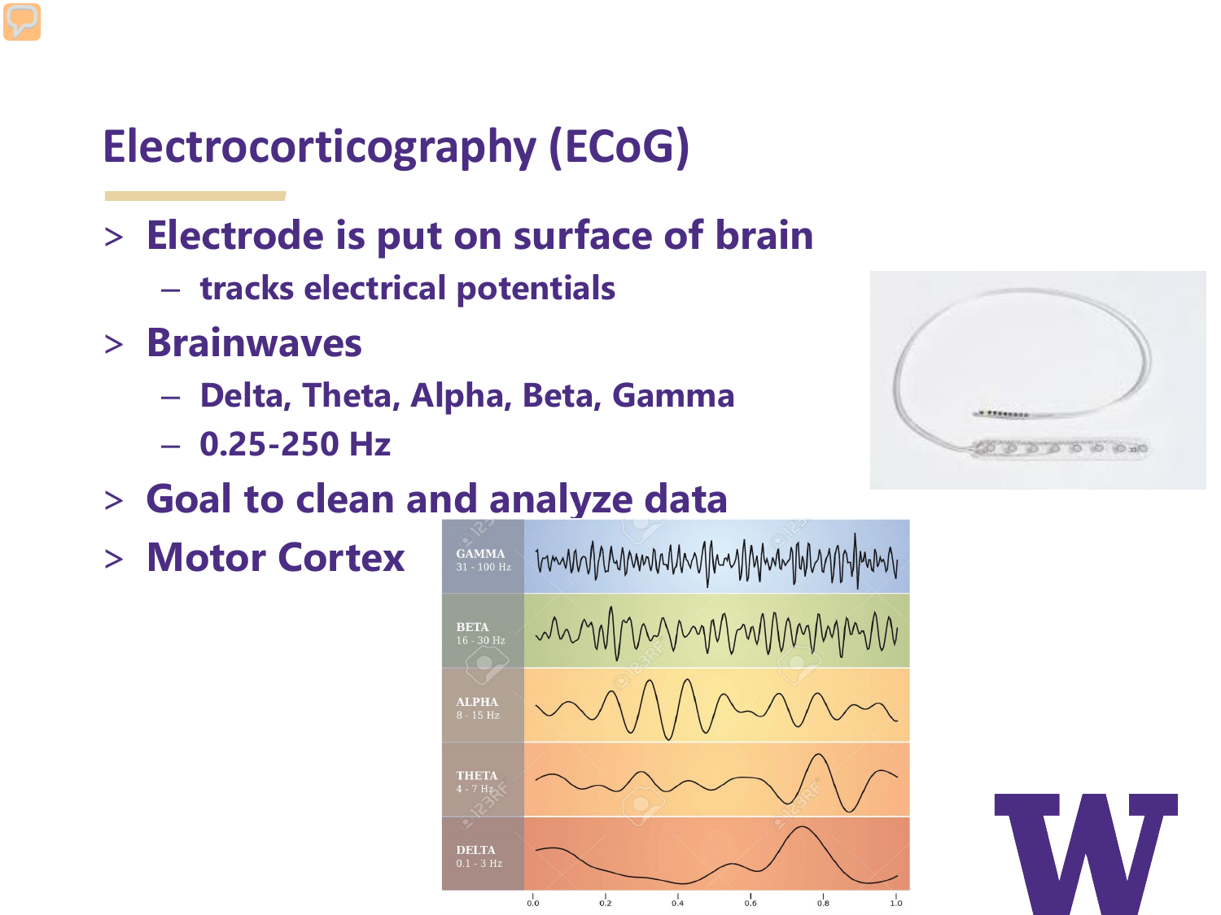# Electrocorticography (ECoG)

- Electrode is put on surface of brain
  - tracks electrical potentials
- Brainwaves
  - Delta, Theta, Alpha, Beta, Gamma
  - 0.25-250 Hz
- Goal to clean and analyze data
- Motor Cortex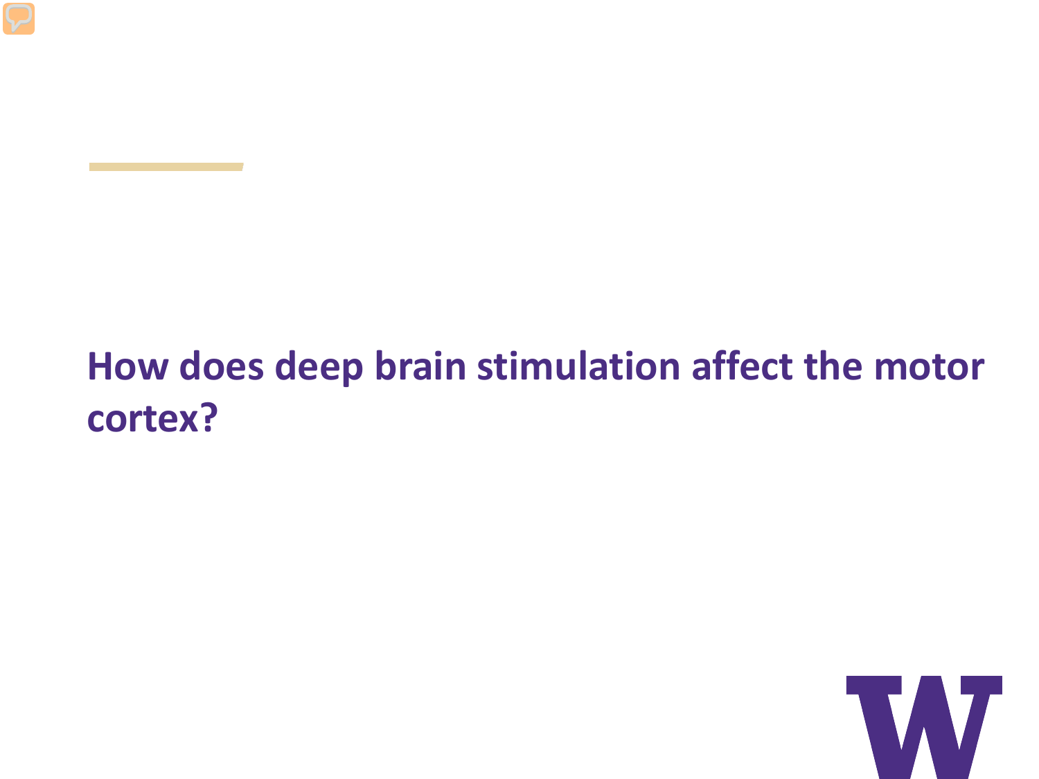## How does deep brain stimulation affect the motor cortex?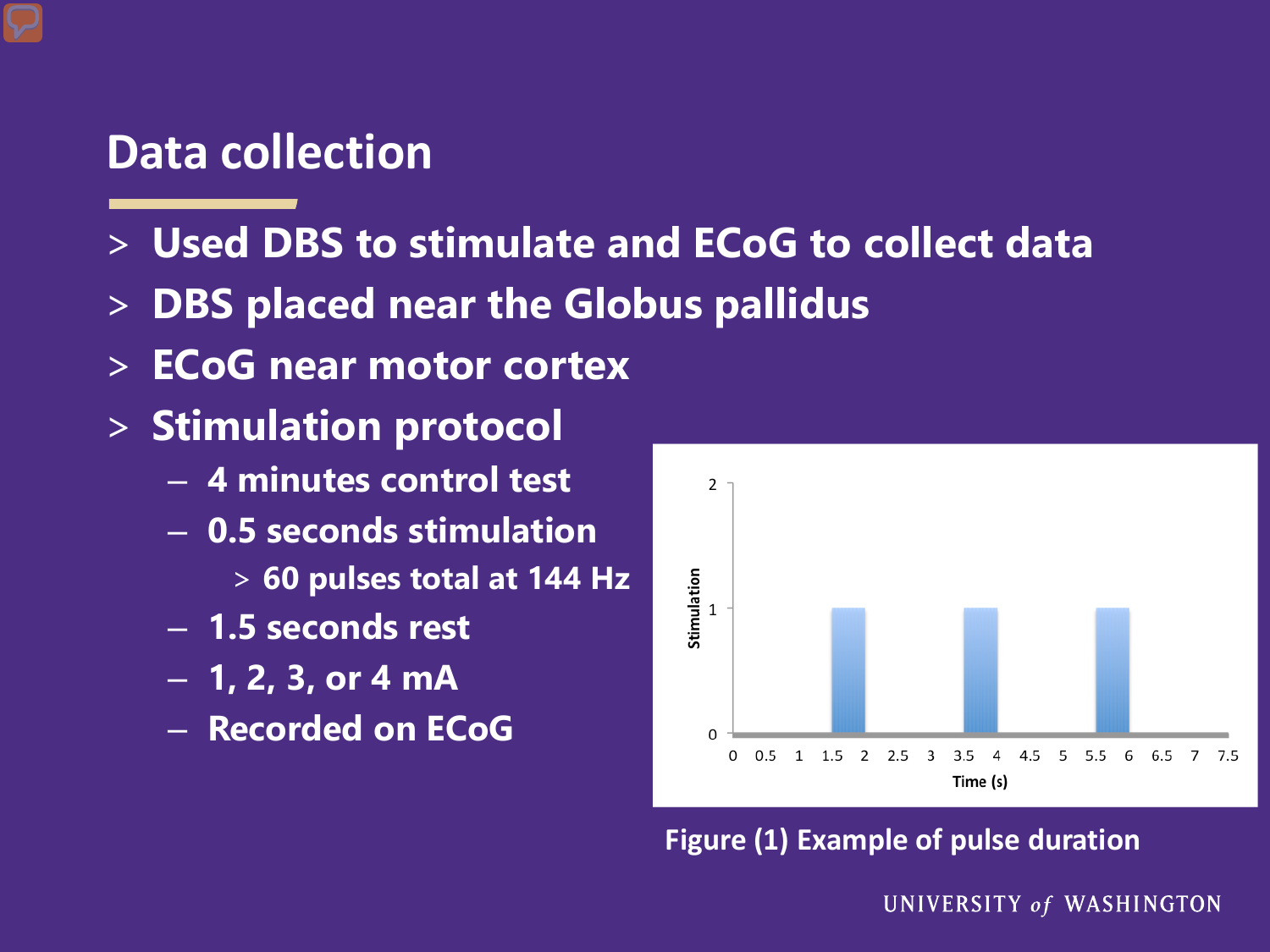# Data collection

- Used DBS to stimulate and ECoG to collect data
- DBS placed near the Globus pallidus
- ECoG near motor cortex
- Stimulation protocol
  - 4 minutes control test
  - 0.5 seconds stimulation
    - 60 pulses total at 144 Hz
  - 1.5 seconds rest
  - 1, 2, 3, or 4 mA
  - Recorded on ECoG

Figure (1) Example of pulse duration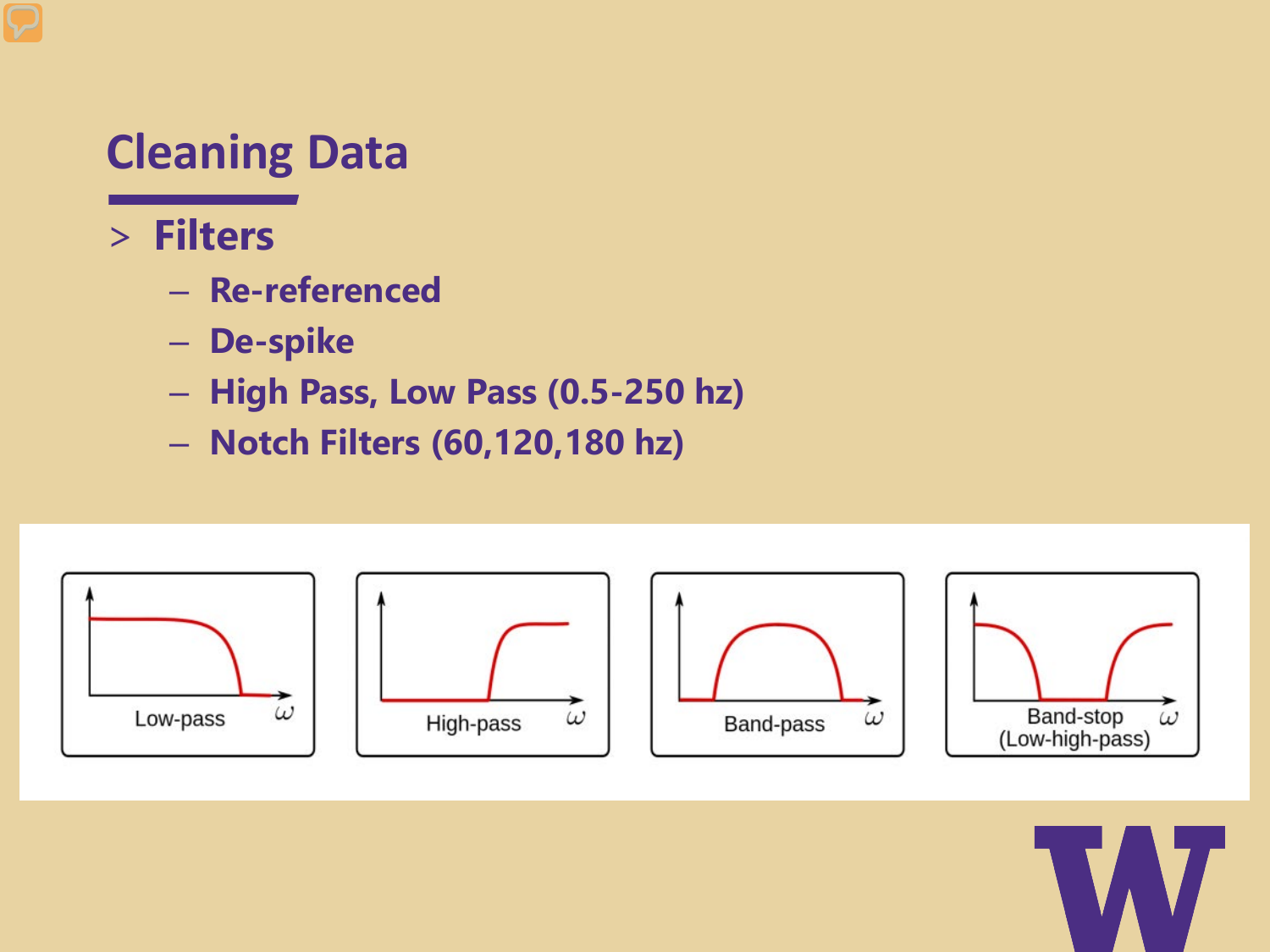# Cleaning Data

- Filters
  - Re-referenced
  - De-spike
  - High Pass, Low Pass (0.5-250 hz)
  - Notch Filters (60,120,180 hz)

Low-pass $\omega$

High-pass $\omega$

Band-pass $\omega$

Band-stop (Low-high-pass) $\omega$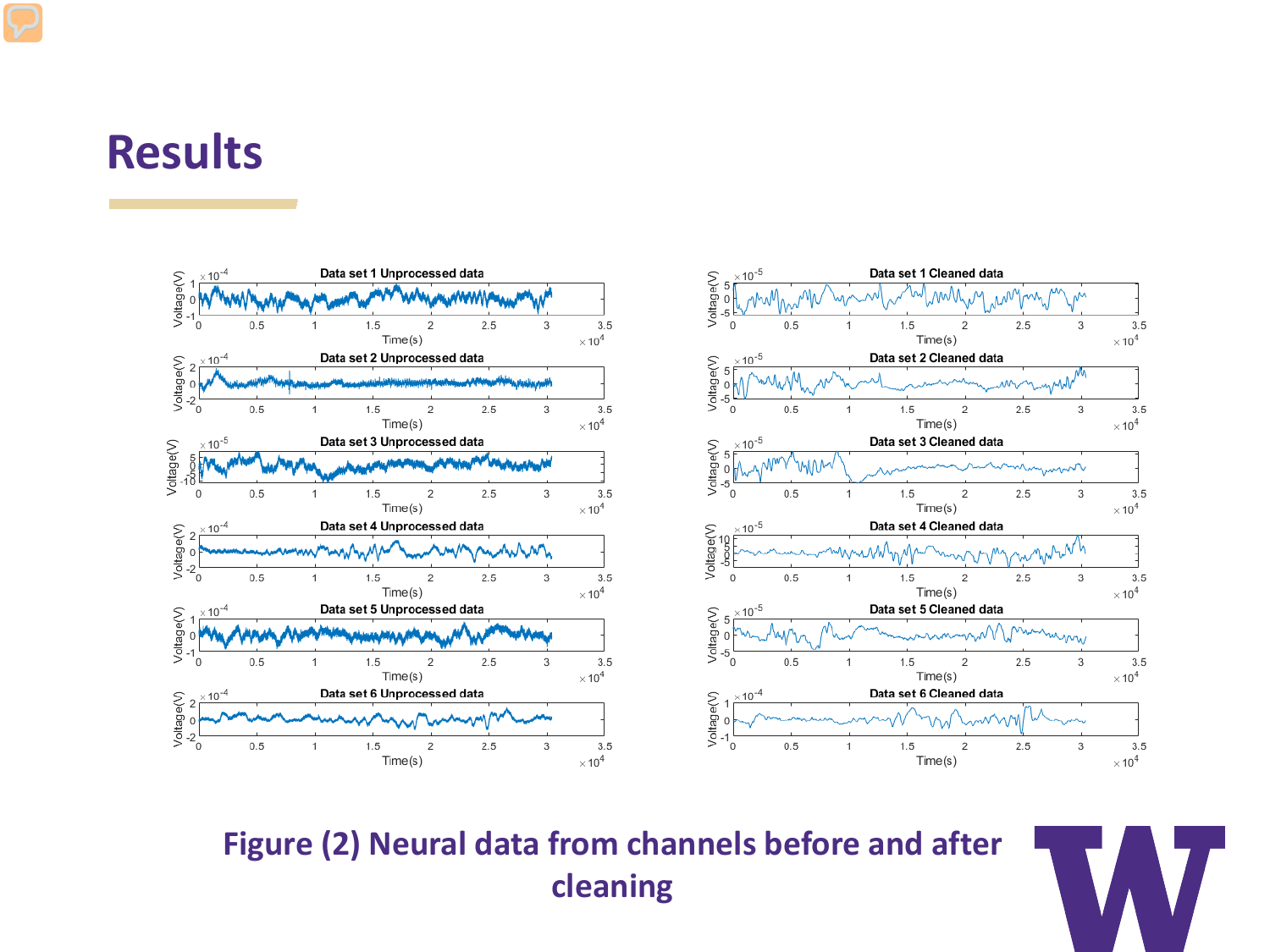# Results

Figure (2) Neural data from channels before and after cleaning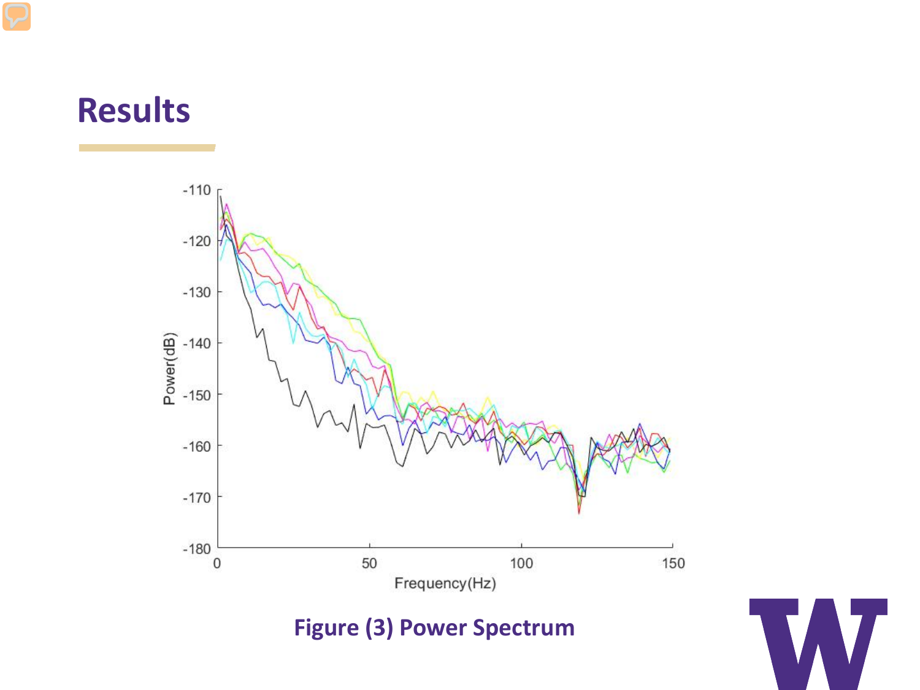# Results

Figure (3) Power Spectrum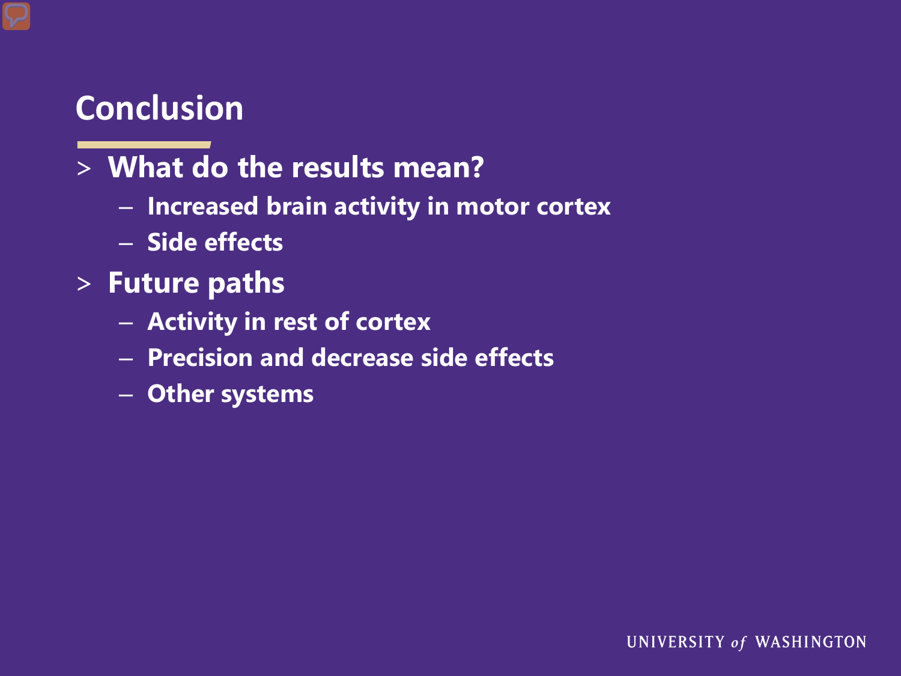# Conclusion

- **What do the results mean?**
  - **Increased brain activity in motor cortex**
  - **Side effects**
- **Future paths**
  - **Activity in rest of cortex**
  - **Precision and decrease side effects**
  - **Other systems**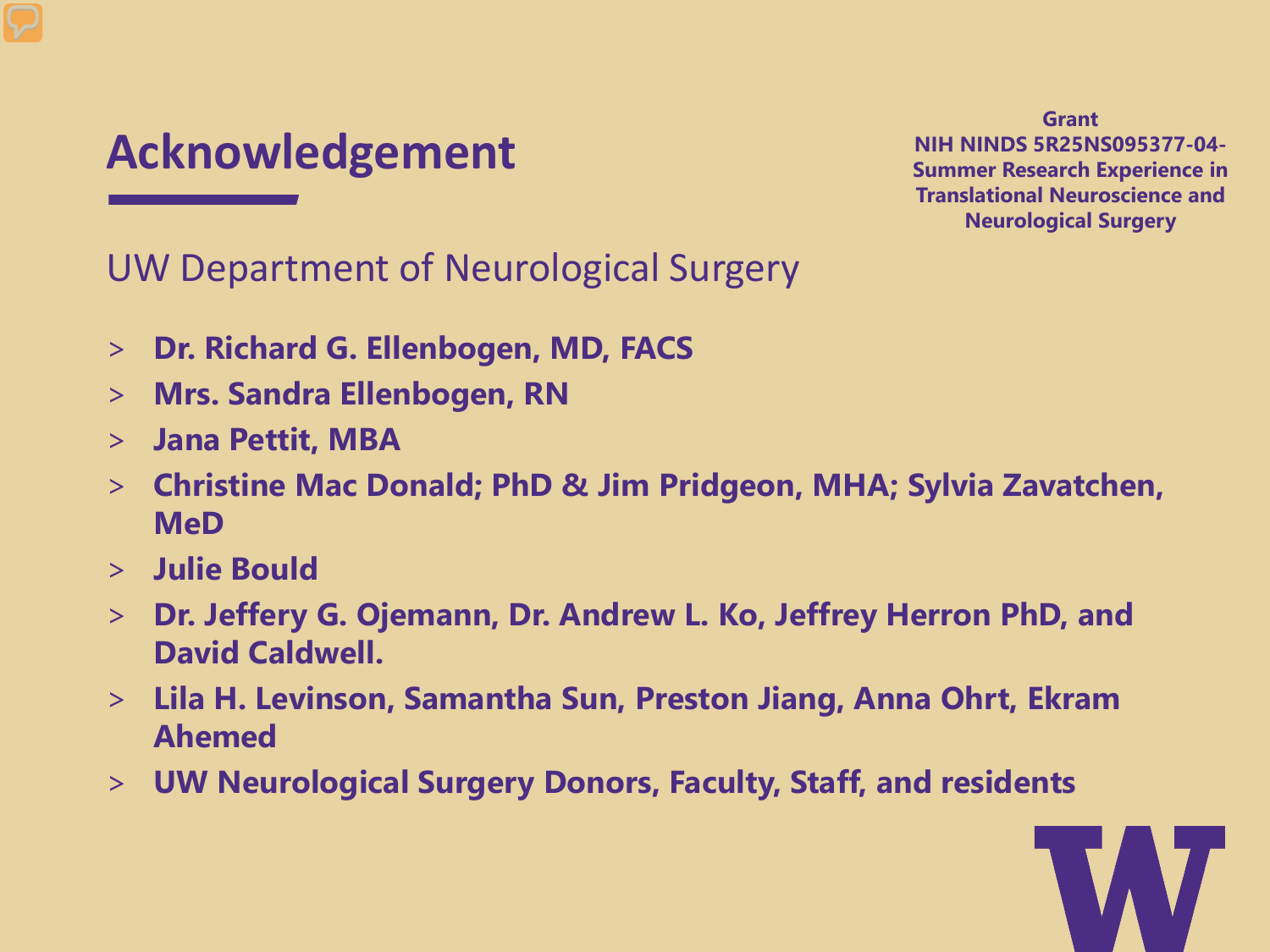# Acknowledgement

**Grant**
**NIH NINDS 5R25NS095377-04- Summer Research Experience in Translational Neuroscience and Neurological Surgery**

## UW Department of Neurological Surgery

- **Dr. Richard G. Ellenbogen, MD, FACS**
- **Mrs. Sandra Ellenbogen, RN**
- **Jana Pettit, MBA**
- **Christine Mac Donald; PhD & Jim Pridgeon, MHA; Sylvia Zavatchen, MeD**
- **Julie Bould**
- **Dr. Jeffery G. Ojemann, Dr. Andrew L. Ko, Jeffrey Herron PhD, and David Caldwell.**
- **Lila H. Levinson, Samantha Sun, Preston Jiang, Anna Ohrt, Ekram Ahemed**
- **UW Neurological Surgery Donors, Faculty, Staff, and residents**